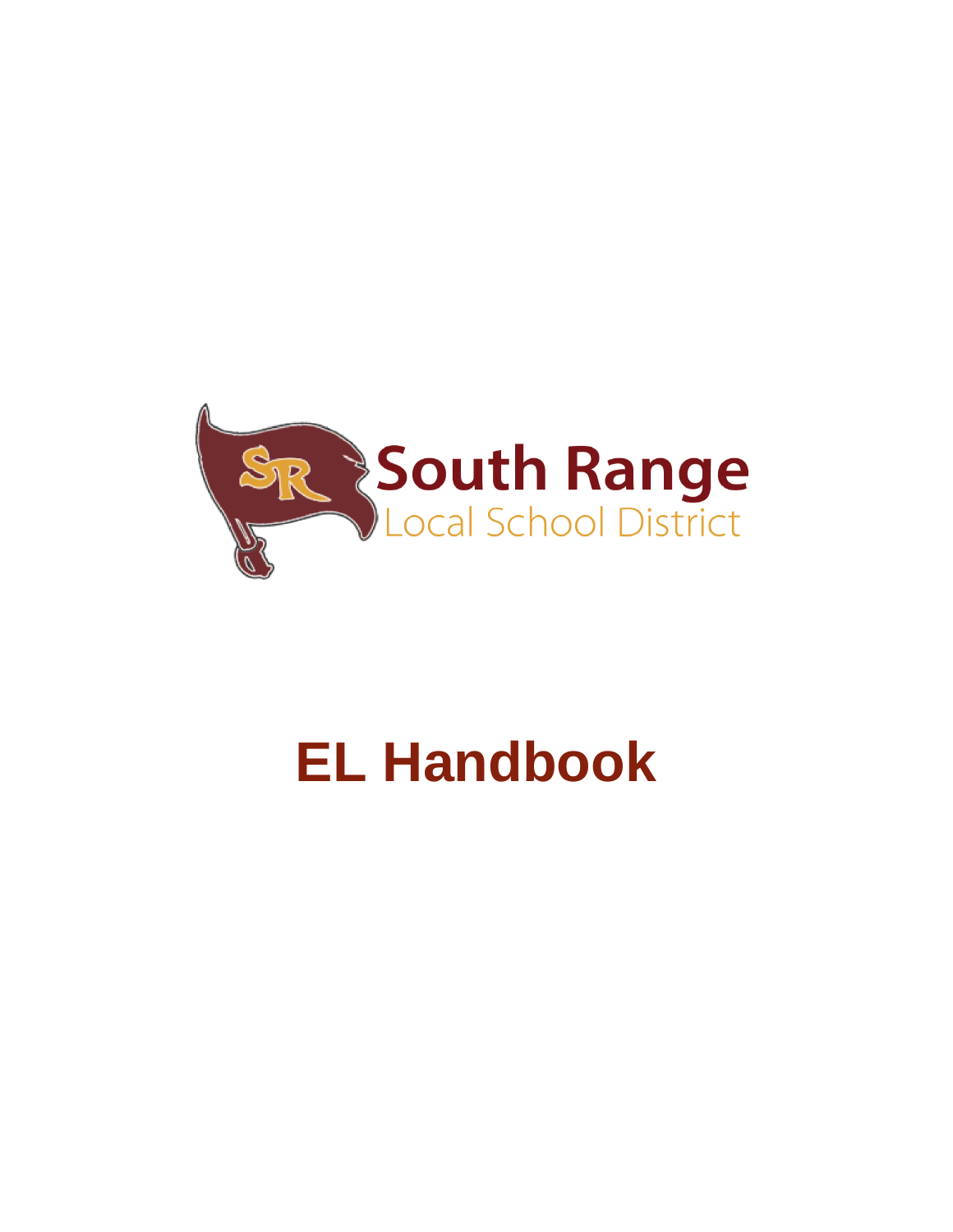South Range
Local School District

# EL Handbook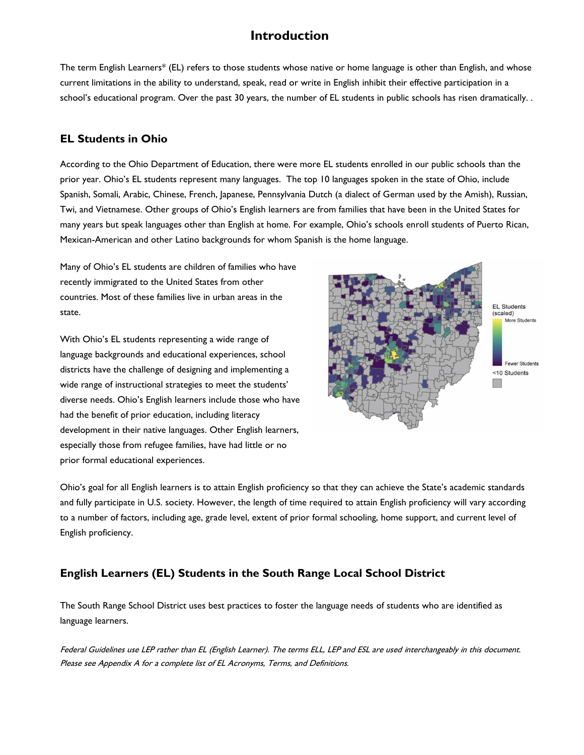# Introduction

The term English Learners* (EL) refers to those students whose native or home language is other than English, and whose current limitations in the ability to understand, speak, read or write in English inhibit their effective participation in a school's educational program. Over the past 30 years, the number of EL students in public schools has risen dramatically. .

## EL Students in Ohio

According to the Ohio Department of Education, there were more EL students enrolled in our public schools than the prior year. Ohio's EL students represent many languages. The top 10 languages spoken in the state of Ohio, include Spanish, Somali, Arabic, Chinese, French, Japanese, Pennsylvania Dutch (a dialect of German used by the Amish), Russian, Twi, and Vietnamese. Other groups of Ohio's English learners are from families that have been in the United States for many years but speak languages other than English at home. For example, Ohio's schools enroll students of Puerto Rican, Mexican-American and other Latino backgrounds for whom Spanish is the home language.

Many of Ohio's EL students are children of families who have recently immigrated to the United States from other countries. Most of these families live in urban areas in the state.

EL Students (scaled)
More Students
Fewer Students
<10 Students

With Ohio's EL students representing a wide range of language backgrounds and educational experiences, school districts have the challenge of designing and implementing a wide range of instructional strategies to meet the students' diverse needs. Ohio's English learners include those who have had the benefit of prior education, including literacy development in their native languages. Other English learners, especially those from refugee families, have had little or no prior formal educational experiences.

Ohio's goal for all English learners is to attain English proficiency so that they can achieve the State's academic standards and fully participate in U.S. society. However, the length of time required to attain English proficiency will vary according to a number of factors, including age, grade level, extent of prior formal schooling, home support, and current level of English proficiency.

## English Learners (EL) Students in the South Range Local School District

The South Range School District uses best practices to foster the language needs of students who are identified as language learners.

*Federal Guidelines use LEP rather than EL (English Learner). The terms ELL, LEP and ESL are used interchangeably in this document. Please see Appendix A for a complete list of EL Acronyms, Terms, and Definitions.*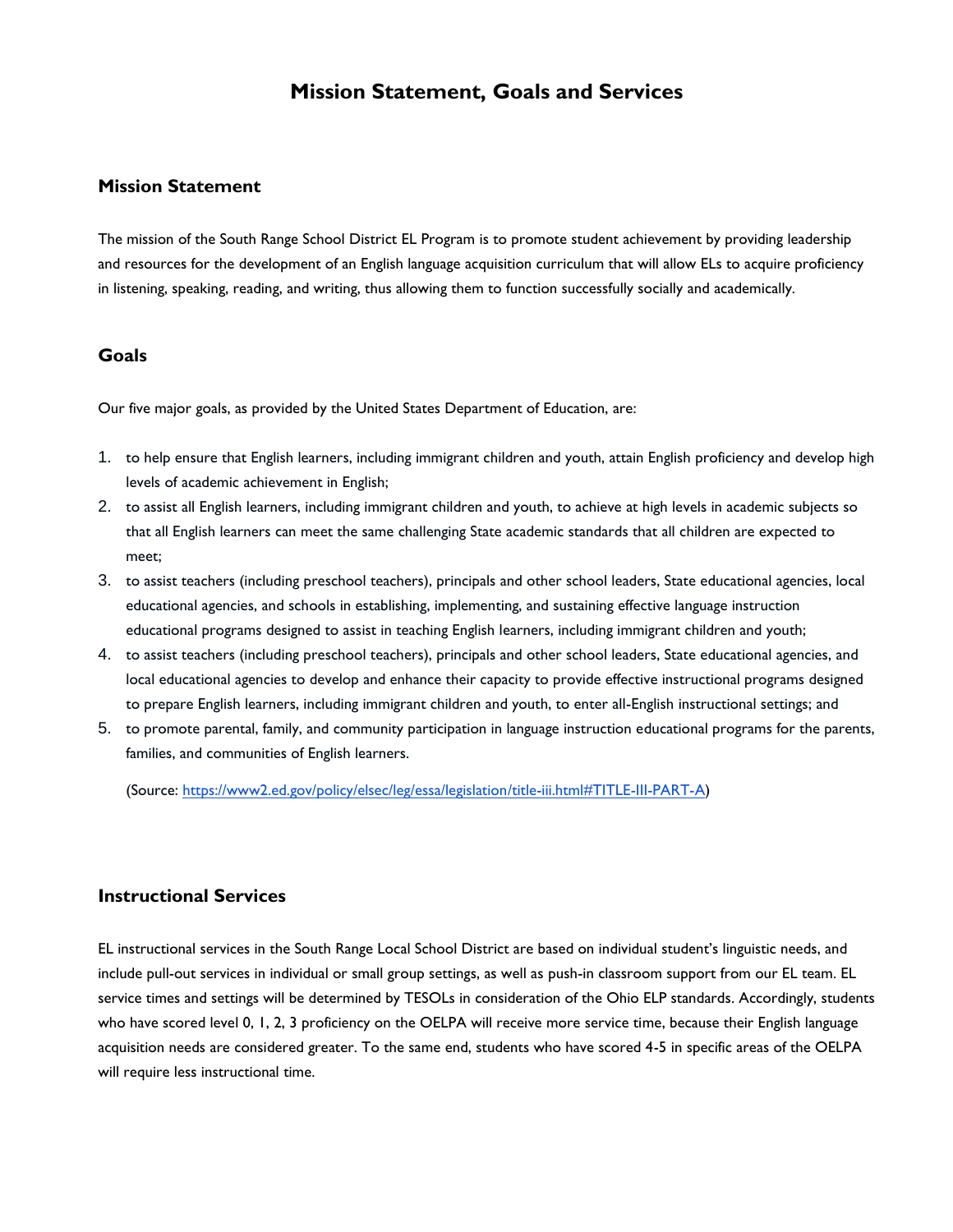# Mission Statement, Goals and Services

## Mission Statement

The mission of the South Range School District EL Program is to promote student achievement by providing leadership and resources for the development of an English language acquisition curriculum that will allow ELs to acquire proficiency in listening, speaking, reading, and writing, thus allowing them to function successfully socially and academically.

## Goals

Our five major goals, as provided by the United States Department of Education, are:

1. to help ensure that English learners, including immigrant children and youth, attain English proficiency and develop high levels of academic achievement in English;
2. to assist all English learners, including immigrant children and youth, to achieve at high levels in academic subjects so that all English learners can meet the same challenging State academic standards that all children are expected to meet;
3. to assist teachers (including preschool teachers), principals and other school leaders, State educational agencies, local educational agencies, and schools in establishing, implementing, and sustaining effective language instruction educational programs designed to assist in teaching English learners, including immigrant children and youth;
4. to assist teachers (including preschool teachers), principals and other school leaders, State educational agencies, and local educational agencies to develop and enhance their capacity to provide effective instructional programs designed to prepare English learners, including immigrant children and youth, to enter all-English instructional settings; and
5. to promote parental, family, and community participation in language instruction educational programs for the parents, families, and communities of English learners.

(Source: https://www2.ed.gov/policy/elsec/leg/essa/legislation/title-iii.html#TITLE-III-PART-A)

## Instructional Services

EL instructional services in the South Range Local School District are based on individual student's linguistic needs, and include pull-out services in individual or small group settings, as well as push-in classroom support from our EL team. EL service times and settings will be determined by TESOLs in consideration of the Ohio ELP standards. Accordingly, students who have scored level 0, 1, 2, 3 proficiency on the OELPA will receive more service time, because their English language acquisition needs are considered greater. To the same end, students who have scored 4-5 in specific areas of the OELPA will require less instructional time.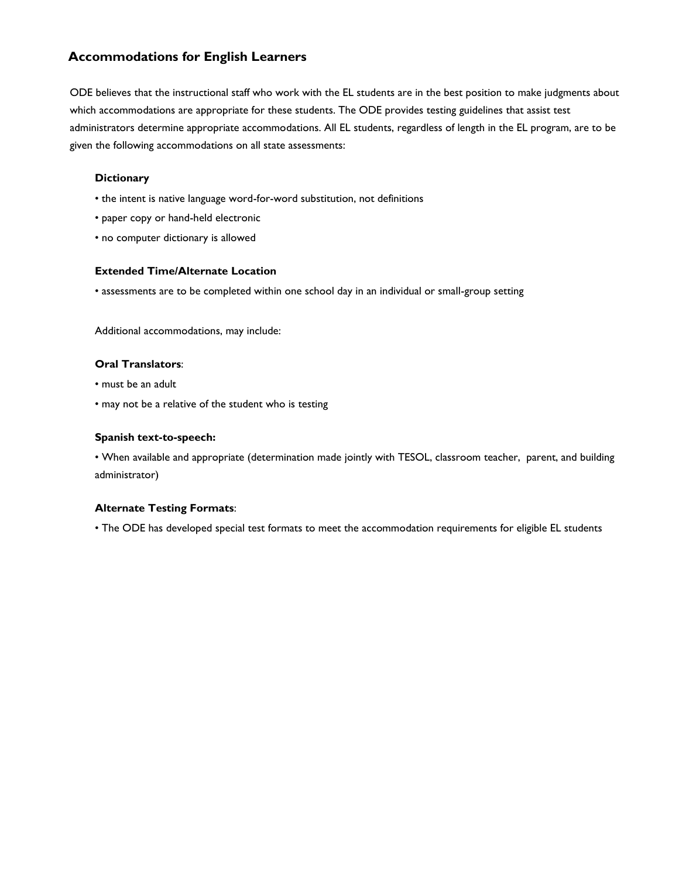## Accommodations for English Learners

ODE believes that the instructional staff who work with the EL students are in the best position to make judgments about which accommodations are appropriate for these students. The ODE provides testing guidelines that assist test administrators determine appropriate accommodations. All EL students, regardless of length in the EL program, are to be given the following accommodations on all state assessments:

**Dictionary**

- the intent is native language word-for-word substitution, not definitions
- paper copy or hand-held electronic
- no computer dictionary is allowed

**Extended Time/Alternate Location**

- assessments are to be completed within one school day in an individual or small-group setting

Additional accommodations, may include:

**Oral Translators**:

- must be an adult
- may not be a relative of the student who is testing

**Spanish text-to-speech:**

- When available and appropriate (determination made jointly with TESOL, classroom teacher, parent, and building administrator)

**Alternate Testing Formats**:

- The ODE has developed special test formats to meet the accommodation requirements for eligible EL students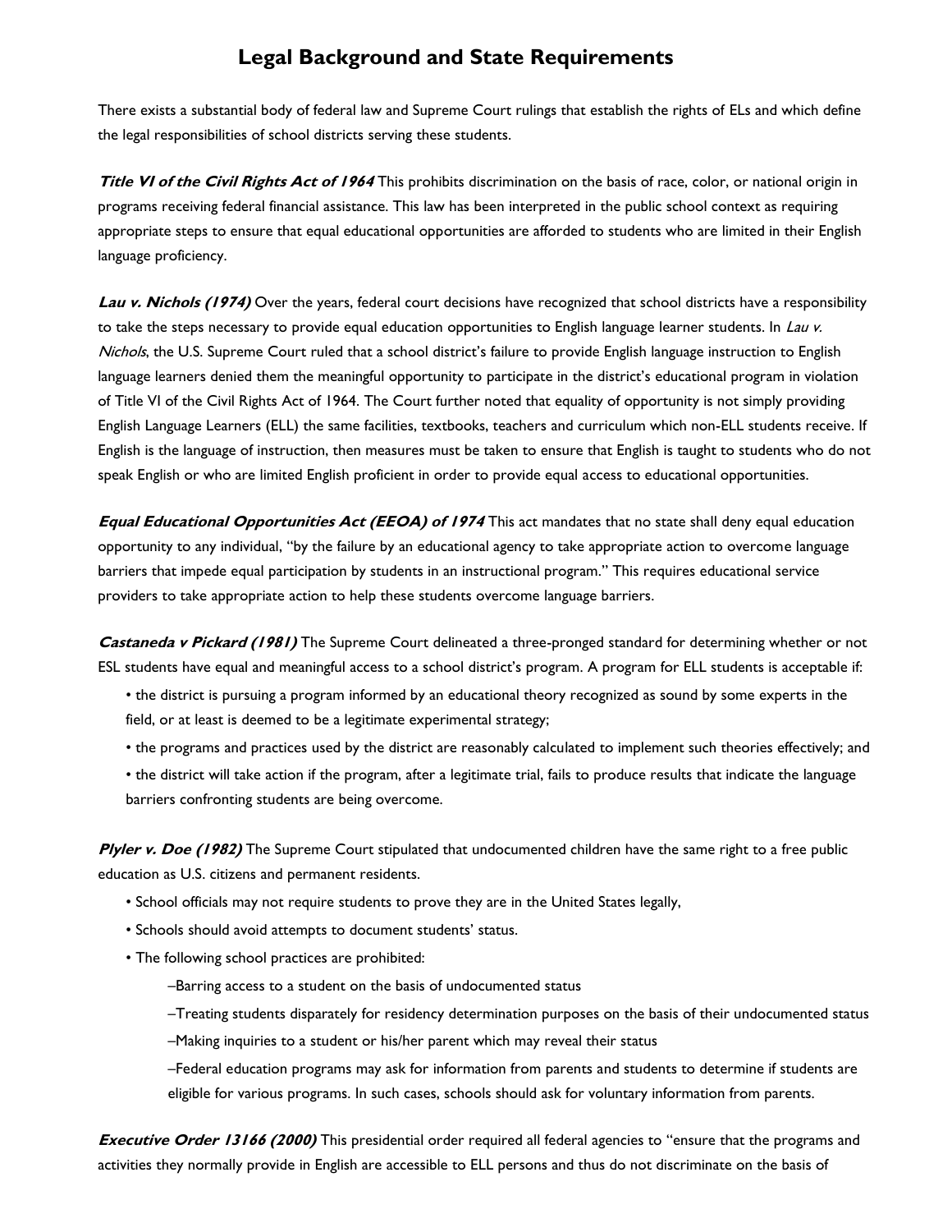# Legal Background and State Requirements

There exists a substantial body of federal law and Supreme Court rulings that establish the rights of ELs and which define the legal responsibilities of school districts serving these students.

***Title VI of the Civil Rights Act of 1964*** This prohibits discrimination on the basis of race, color, or national origin in programs receiving federal financial assistance. This law has been interpreted in the public school context as requiring appropriate steps to ensure that equal educational opportunities are afforded to students who are limited in their English language proficiency.

***Lau v. Nichols (1974)*** Over the years, federal court decisions have recognized that school districts have a responsibility to take the steps necessary to provide equal education opportunities to English language learner students. In *Lau v. Nichols*, the U.S. Supreme Court ruled that a school district's failure to provide English language instruction to English language learners denied them the meaningful opportunity to participate in the district's educational program in violation of Title VI of the Civil Rights Act of 1964. The Court further noted that equality of opportunity is not simply providing English Language Learners (ELL) the same facilities, textbooks, teachers and curriculum which non-ELL students receive. If English is the language of instruction, then measures must be taken to ensure that English is taught to students who do not speak English or who are limited English proficient in order to provide equal access to educational opportunities.

***Equal Educational Opportunities Act (EEOA) of 1974*** This act mandates that no state shall deny equal education opportunity to any individual, "by the failure by an educational agency to take appropriate action to overcome language barriers that impede equal participation by students in an instructional program." This requires educational service providers to take appropriate action to help these students overcome language barriers.

***Castaneda v Pickard (1981)*** The Supreme Court delineated a three-pronged standard for determining whether or not ESL students have equal and meaningful access to a school district's program. A program for ELL students is acceptable if:

- the district is pursuing a program informed by an educational theory recognized as sound by some experts in the field, or at least is deemed to be a legitimate experimental strategy;
- the programs and practices used by the district are reasonably calculated to implement such theories effectively; and
- the district will take action if the program, after a legitimate trial, fails to produce results that indicate the language barriers confronting students are being overcome.

***Plyler v. Doe (1982)*** The Supreme Court stipulated that undocumented children have the same right to a free public education as U.S. citizens and permanent residents.

- School officials may not require students to prove they are in the United States legally,
- Schools should avoid attempts to document students' status.
- The following school practices are prohibited:
  - –Barring access to a student on the basis of undocumented status
  - –Treating students disparately for residency determination purposes on the basis of their undocumented status
  - –Making inquiries to a student or his/her parent which may reveal their status
  - –Federal education programs may ask for information from parents and students to determine if students are eligible for various programs. In such cases, schools should ask for voluntary information from parents.

***Executive Order 13166 (2000)*** This presidential order required all federal agencies to "ensure that the programs and activities they normally provide in English are accessible to ELL persons and thus do not discriminate on the basis of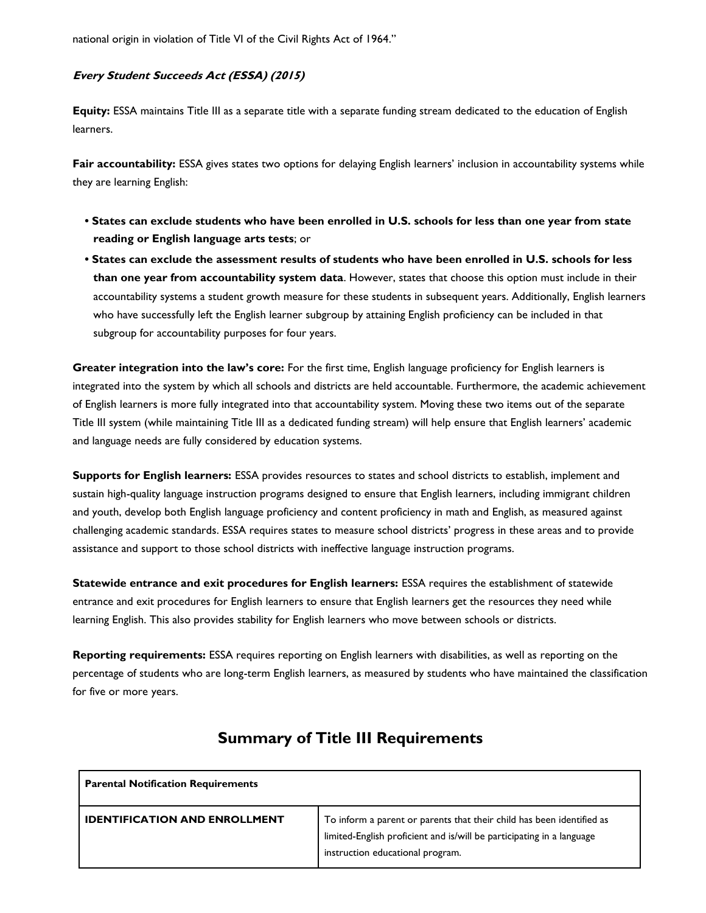national origin in violation of Title VI of the Civil Rights Act of 1964."

***Every Student Succeeds Act (ESSA) (2015)***

**Equity:** ESSA maintains Title III as a separate title with a separate funding stream dedicated to the education of English learners.

**Fair accountability:** ESSA gives states two options for delaying English learners' inclusion in accountability systems while they are learning English:

- **States can exclude students who have been enrolled in U.S. schools for less than one year from state reading or English language arts tests**; or
- **States can exclude the assessment results of students who have been enrolled in U.S. schools for less than one year from accountability system data**. However, states that choose this option must include in their accountability systems a student growth measure for these students in subsequent years. Additionally, English learners who have successfully left the English learner subgroup by attaining English proficiency can be included in that subgroup for accountability purposes for four years.

**Greater integration into the law's core:** For the first time, English language proficiency for English learners is integrated into the system by which all schools and districts are held accountable. Furthermore, the academic achievement of English learners is more fully integrated into that accountability system. Moving these two items out of the separate Title III system (while maintaining Title III as a dedicated funding stream) will help ensure that English learners' academic and language needs are fully considered by education systems.

**Supports for English learners:** ESSA provides resources to states and school districts to establish, implement and sustain high-quality language instruction programs designed to ensure that English learners, including immigrant children and youth, develop both English language proficiency and content proficiency in math and English, as measured against challenging academic standards. ESSA requires states to measure school districts' progress in these areas and to provide assistance and support to those school districts with ineffective language instruction programs.

**Statewide entrance and exit procedures for English learners:** ESSA requires the establishment of statewide entrance and exit procedures for English learners to ensure that English learners get the resources they need while learning English. This also provides stability for English learners who move between schools or districts.

**Reporting requirements:** ESSA requires reporting on English learners with disabilities, as well as reporting on the percentage of students who are long-term English learners, as measured by students who have maintained the classification for five or more years.

## Summary of Title III Requirements

| Parental Notification Requirements | |
|---|---|
| **IDENTIFICATION AND ENROLLMENT** | To inform a parent or parents that their child has been identified as limited-English proficient and is/will be participating in a language instruction educational program. |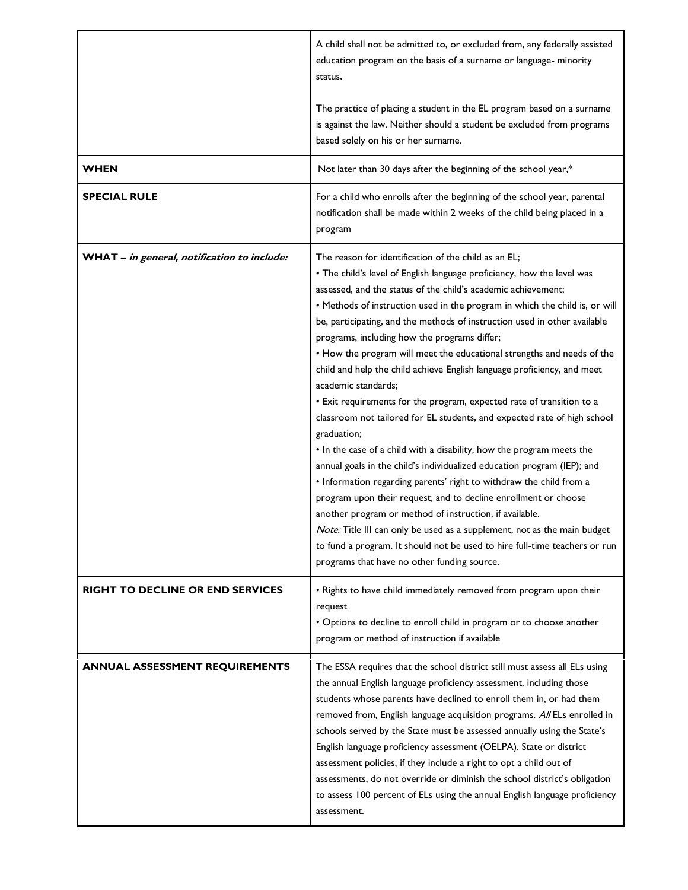|  |  |
|---|---|
|  | A child shall not be admitted to, or excluded from, any federally assisted education program on the basis of a surname or language- minority status.<br><br>The practice of placing a student in the EL program based on a surname is against the law. Neither should a student be excluded from programs based solely on his or her surname. |
| **WHEN** | Not later than 30 days after the beginning of the school year,* |
| **SPECIAL RULE** | For a child who enrolls after the beginning of the school year, parental notification shall be made within 2 weeks of the child being placed in a program |
| **WHAT – *in general, notification to include:*** | The reason for identification of the child as an EL;<br>• The child's level of English language proficiency, how the level was assessed, and the status of the child's academic achievement;<br>• Methods of instruction used in the program in which the child is, or will be, participating, and the methods of instruction used in other available programs, including how the programs differ;<br>• How the program will meet the educational strengths and needs of the child and help the child achieve English language proficiency, and meet academic standards;<br>• Exit requirements for the program, expected rate of transition to a classroom not tailored for EL students, and expected rate of high school graduation;<br>• In the case of a child with a disability, how the program meets the annual goals in the child's individualized education program (IEP); and<br>• Information regarding parents' right to withdraw the child from a program upon their request, and to decline enrollment or choose another program or method of instruction, if available.<br>*Note:* Title III can only be used as a supplement, not as the main budget to fund a program. It should not be used to hire full-time teachers or run programs that have no other funding source. |
| **RIGHT TO DECLINE OR END SERVICES** | • Rights to have child immediately removed from program upon their request<br>• Options to decline to enroll child in program or to choose another program or method of instruction if available |
| **ANNUAL ASSESSMENT REQUIREMENTS** | The ESSA requires that the school district still must assess all ELs using the annual English language proficiency assessment, including those students whose parents have declined to enroll them in, or had them removed from, English language acquisition programs. *All* ELs enrolled in schools served by the State must be assessed annually using the State's English language proficiency assessment (OELPA). State or district assessment policies, if they include a right to opt a child out of assessments, do not override or diminish the school district's obligation to assess 100 percent of ELs using the annual English language proficiency assessment. |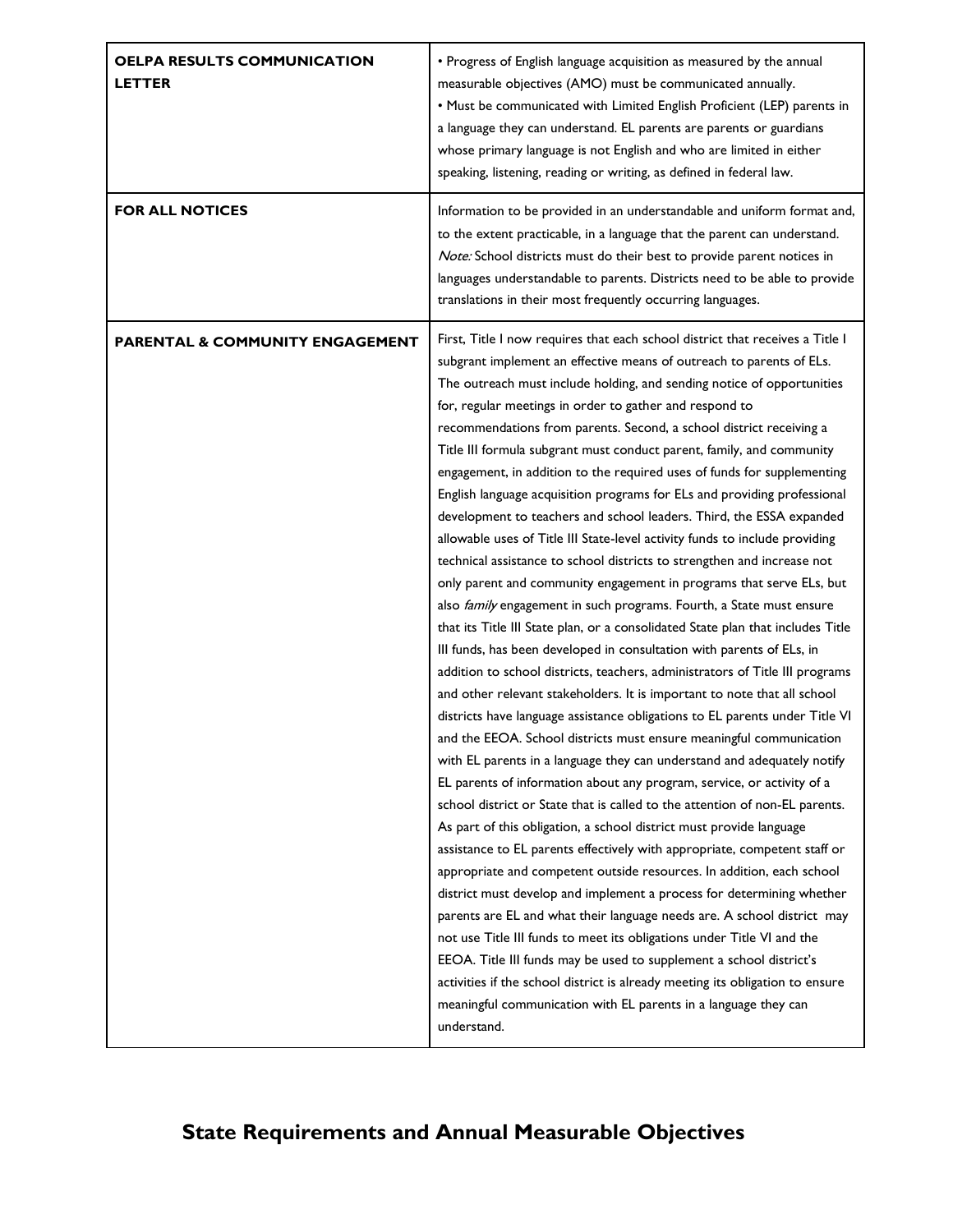| | |
|---|---|
| **OELPA RESULTS COMMUNICATION LETTER** | • Progress of English language acquisition as measured by the annual measurable objectives (AMO) must be communicated annually. • Must be communicated with Limited English Proficient (LEP) parents in a language they can understand. EL parents are parents or guardians whose primary language is not English and who are limited in either speaking, listening, reading or writing, as defined in federal law. |
| **FOR ALL NOTICES** | Information to be provided in an understandable and uniform format and, to the extent practicable, in a language that the parent can understand. *Note:* School districts must do their best to provide parent notices in languages understandable to parents. Districts need to be able to provide translations in their most frequently occurring languages. |
| **PARENTAL & COMMUNITY ENGAGEMENT** | First, Title I now requires that each school district that receives a Title I subgrant implement an effective means of outreach to parents of ELs. The outreach must include holding, and sending notice of opportunities for, regular meetings in order to gather and respond to recommendations from parents. Second, a school district receiving a Title III formula subgrant must conduct parent, family, and community engagement, in addition to the required uses of funds for supplementing English language acquisition programs for ELs and providing professional development to teachers and school leaders. Third, the ESSA expanded allowable uses of Title III State-level activity funds to include providing technical assistance to school districts to strengthen and increase not only parent and community engagement in programs that serve ELs, but also *family* engagement in such programs. Fourth, a State must ensure that its Title III State plan, or a consolidated State plan that includes Title III funds, has been developed in consultation with parents of ELs, in addition to school districts, teachers, administrators of Title III programs and other relevant stakeholders. It is important to note that all school districts have language assistance obligations to EL parents under Title VI and the EEOA. School districts must ensure meaningful communication with EL parents in a language they can understand and adequately notify EL parents of information about any program, service, or activity of a school district or State that is called to the attention of non-EL parents. As part of this obligation, a school district must provide language assistance to EL parents effectively with appropriate, competent staff or appropriate and competent outside resources. In addition, each school district must develop and implement a process for determining whether parents are EL and what their language needs are. A school district may not use Title III funds to meet its obligations under Title VI and the EEOA. Title III funds may be used to supplement a school district's activities if the school district is already meeting its obligation to ensure meaningful communication with EL parents in a language they can understand. |

## State Requirements and Annual Measurable Objectives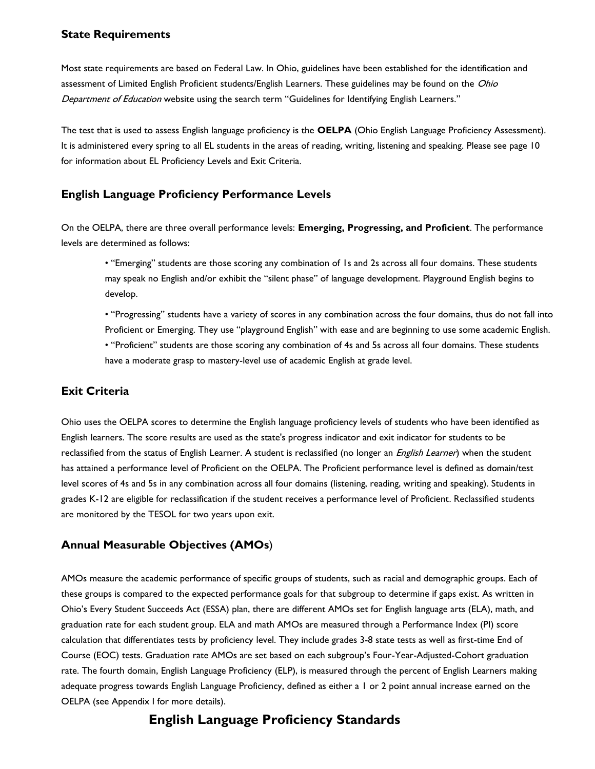### State Requirements

Most state requirements are based on Federal Law. In Ohio, guidelines have been established for the identification and assessment of Limited English Proficient students/English Learners. These guidelines may be found on the *Ohio Department of Education* website using the search term "Guidelines for Identifying English Learners."

The test that is used to assess English language proficiency is the **OELPA** (Ohio English Language Proficiency Assessment). It is administered every spring to all EL students in the areas of reading, writing, listening and speaking. Please see page 10 for information about EL Proficiency Levels and Exit Criteria.

### English Language Proficiency Performance Levels

On the OELPA, there are three overall performance levels: **Emerging, Progressing, and Proficient**. The performance levels are determined as follows:

- "Emerging" students are those scoring any combination of 1s and 2s across all four domains. These students may speak no English and/or exhibit the "silent phase" of language development. Playground English begins to develop.
- "Progressing" students have a variety of scores in any combination across the four domains, thus do not fall into Proficient or Emerging. They use "playground English" with ease and are beginning to use some academic English.
- "Proficient" students are those scoring any combination of 4s and 5s across all four domains. These students have a moderate grasp to mastery-level use of academic English at grade level.

### Exit Criteria

Ohio uses the OELPA scores to determine the English language proficiency levels of students who have been identified as English learners. The score results are used as the state's progress indicator and exit indicator for students to be reclassified from the status of English Learner. A student is reclassified (no longer an *English Learner*) when the student has attained a performance level of Proficient on the OELPA. The Proficient performance level is defined as domain/test level scores of 4s and 5s in any combination across all four domains (listening, reading, writing and speaking). Students in grades K-12 are eligible for reclassification if the student receives a performance level of Proficient. Reclassified students are monitored by the TESOL for two years upon exit.

### Annual Measurable Objectives (AMOs)

AMOs measure the academic performance of specific groups of students, such as racial and demographic groups. Each of these groups is compared to the expected performance goals for that subgroup to determine if gaps exist. As written in Ohio's Every Student Succeeds Act (ESSA) plan, there are different AMOs set for English language arts (ELA), math, and graduation rate for each student group. ELA and math AMOs are measured through a Performance Index (PI) score calculation that differentiates tests by proficiency level. They include grades 3-8 state tests as well as first-time End of Course (EOC) tests. Graduation rate AMOs are set based on each subgroup's Four-Year-Adjusted-Cohort graduation rate. The fourth domain, English Language Proficiency (ELP), is measured through the percent of English Learners making adequate progress towards English Language Proficiency, defined as either a 1 or 2 point annual increase earned on the OELPA (see Appendix I for more details).

## English Language Proficiency Standards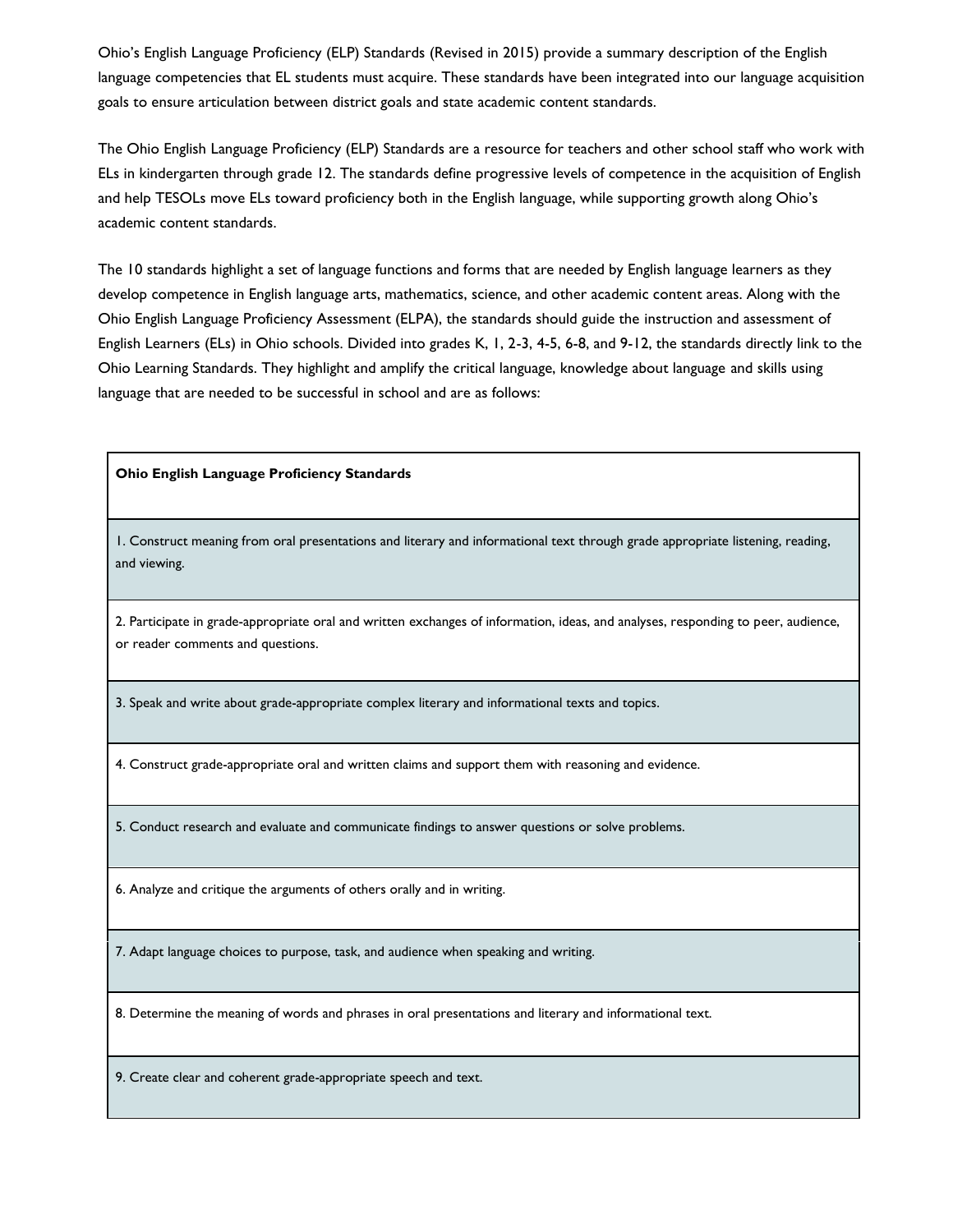Ohio's English Language Proficiency (ELP) Standards (Revised in 2015) provide a summary description of the English language competencies that EL students must acquire. These standards have been integrated into our language acquisition goals to ensure articulation between district goals and state academic content standards.

The Ohio English Language Proficiency (ELP) Standards are a resource for teachers and other school staff who work with ELs in kindergarten through grade 12. The standards define progressive levels of competence in the acquisition of English and help TESOLs move ELs toward proficiency both in the English language, while supporting growth along Ohio's academic content standards.

The 10 standards highlight a set of language functions and forms that are needed by English language learners as they develop competence in English language arts, mathematics, science, and other academic content areas. Along with the Ohio English Language Proficiency Assessment (ELPA), the standards should guide the instruction and assessment of English Learners (ELs) in Ohio schools. Divided into grades K, 1, 2-3, 4-5, 6-8, and 9-12, the standards directly link to the Ohio Learning Standards. They highlight and amplify the critical language, knowledge about language and skills using language that are needed to be successful in school and are as follows:

| **Ohio English Language Proficiency Standards** |
|---|
| 1. Construct meaning from oral presentations and literary and informational text through grade appropriate listening, reading, and viewing. |
| 2. Participate in grade-appropriate oral and written exchanges of information, ideas, and analyses, responding to peer, audience, or reader comments and questions. |
| 3. Speak and write about grade-appropriate complex literary and informational texts and topics. |
| 4. Construct grade-appropriate oral and written claims and support them with reasoning and evidence. |
| 5. Conduct research and evaluate and communicate findings to answer questions or solve problems. |
| 6. Analyze and critique the arguments of others orally and in writing. |
| 7. Adapt language choices to purpose, task, and audience when speaking and writing. |
| 8. Determine the meaning of words and phrases in oral presentations and literary and informational text. |
| 9. Create clear and coherent grade-appropriate speech and text. |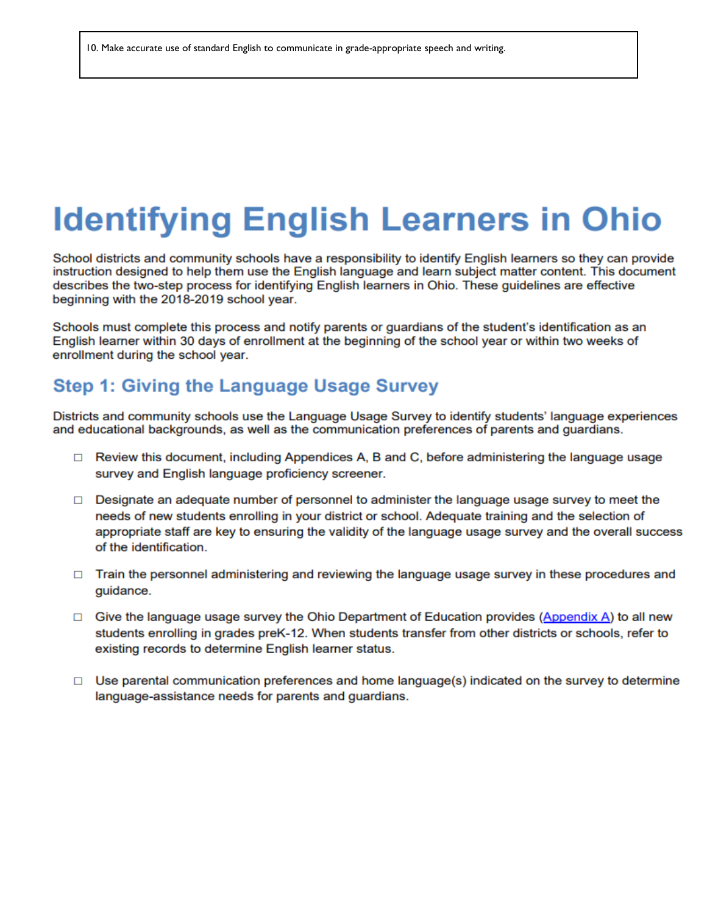10. Make accurate use of standard English to communicate in grade-appropriate speech and writing.

# Identifying English Learners in Ohio

School districts and community schools have a responsibility to identify English learners so they can provide instruction designed to help them use the English language and learn subject matter content. This document describes the two-step process for identifying English learners in Ohio. These guidelines are effective beginning with the 2018-2019 school year.

Schools must complete this process and notify parents or guardians of the student's identification as an English learner within 30 days of enrollment at the beginning of the school year or within two weeks of enrollment during the school year.

## Step 1: Giving the Language Usage Survey

Districts and community schools use the Language Usage Survey to identify students' language experiences and educational backgrounds, as well as the communication preferences of parents and guardians.

- ☐ Review this document, including Appendices A, B and C, before administering the language usage survey and English language proficiency screener.
- ☐ Designate an adequate number of personnel to administer the language usage survey to meet the needs of new students enrolling in your district or school. Adequate training and the selection of appropriate staff are key to ensuring the validity of the language usage survey and the overall success of the identification.
- ☐ Train the personnel administering and reviewing the language usage survey in these procedures and guidance.
- ☐ Give the language usage survey the Ohio Department of Education provides (Appendix A) to all new students enrolling in grades preK-12. When students transfer from other districts or schools, refer to existing records to determine English learner status.
- ☐ Use parental communication preferences and home language(s) indicated on the survey to determine language-assistance needs for parents and guardians.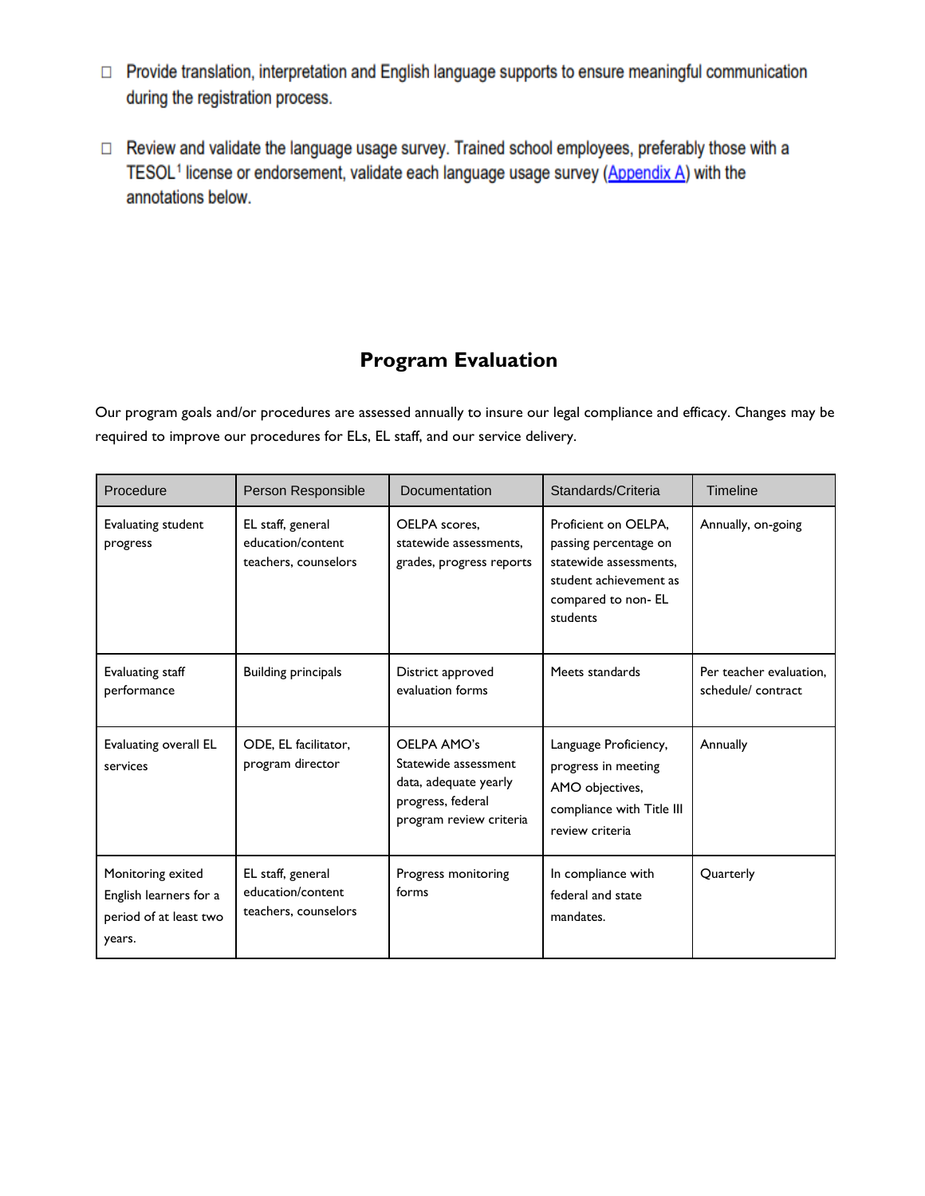- ☐ Provide translation, interpretation and English language supports to ensure meaningful communication during the registration process.

- ☐ Review and validate the language usage survey. Trained school employees, preferably those with a TESOL[1] license or endorsement, validate each language usage survey (Appendix A) with the annotations below.

## Program Evaluation

Our program goals and/or procedures are assessed annually to insure our legal compliance and efficacy. Changes may be required to improve our procedures for ELs, EL staff, and our service delivery.

| Procedure | Person Responsible | Documentation | Standards/Criteria | Timeline |
|---|---|---|---|---|
| Evaluating student progress | EL staff, general education/content teachers, counselors | OELPA scores, statewide assessments, grades, progress reports | Proficient on OELPA, passing percentage on statewide assessments, student achievement as compared to non- EL students | Annually, on-going |
| Evaluating staff performance | Building principals | District approved evaluation forms | Meets standards | Per teacher evaluation, schedule/ contract |
| Evaluating overall EL services | ODE, EL facilitator, program director | OELPA AMO's Statewide assessment data, adequate yearly progress, federal program review criteria | Language Proficiency, progress in meeting AMO objectives, compliance with Title III review criteria | Annually |
| Monitoring exited English learners for a period of at least two years. | EL staff, general education/content teachers, counselors | Progress monitoring forms | In compliance with federal and state mandates. | Quarterly |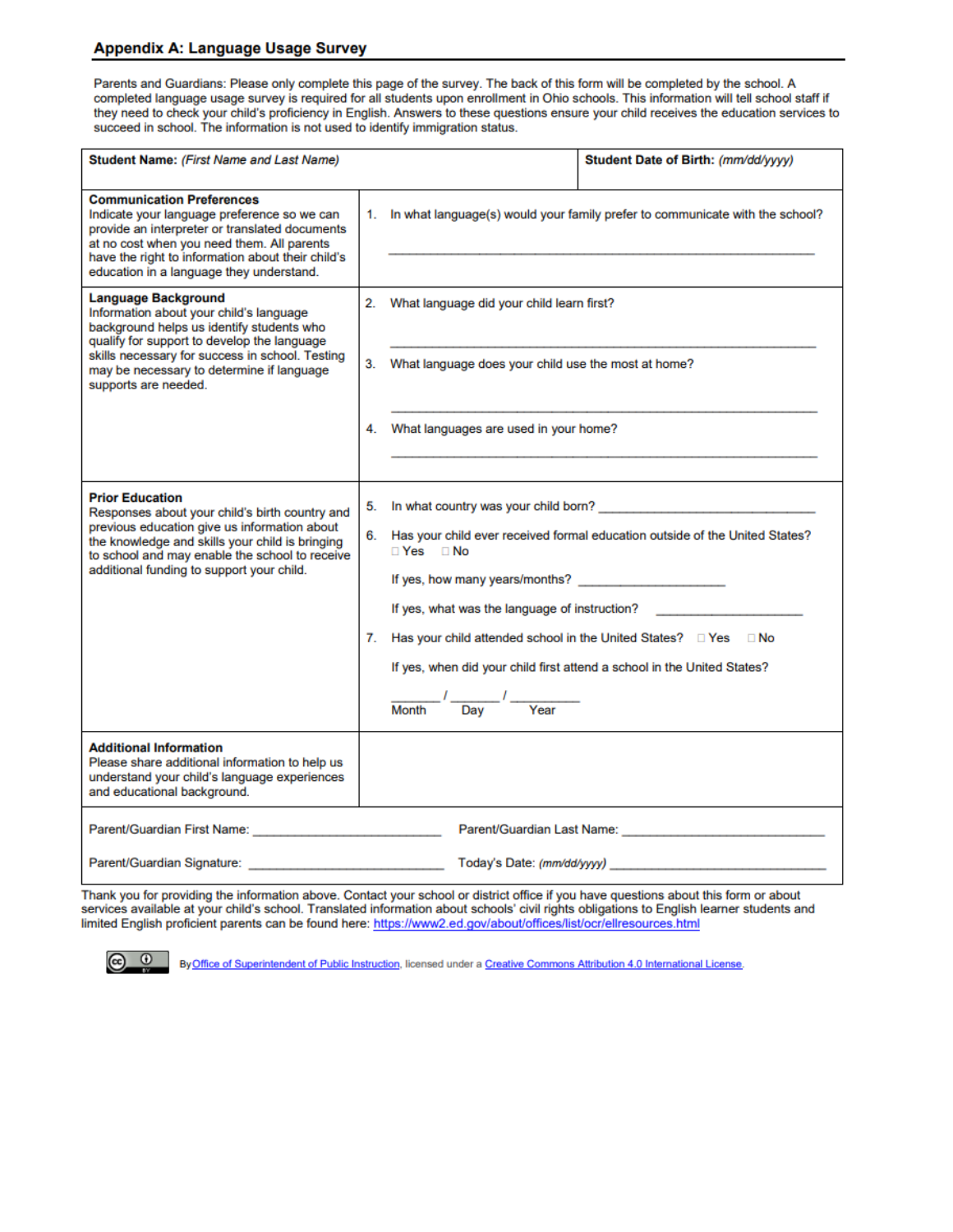## Appendix A: Language Usage Survey

Parents and Guardians: Please only complete this page of the survey. The back of this form will be completed by the school. A completed language usage survey is required for all students upon enrollment in Ohio schools. This information will tell school staff if they need to check your child's proficiency in English. Answers to these questions ensure your child receives the education services to succeed in school. The information is not used to identify immigration status.

| | |
|---|---|
| **Student Name:** *(First Name and Last Name)* | **Student Date of Birth:** *(mm/dd/yyyy)* |
| **Communication Preferences**<br>Indicate your language preference so we can provide an interpreter or translated documents at no cost when you need them. All parents have the right to information about their child's education in a language they understand. | 1. In what language(s) would your family prefer to communicate with the school?<br>_______________________________________________ |
| **Language Background**<br>Information about your child's language background helps us identify students who qualify for support to develop the language skills necessary for success in school. Testing may be necessary to determine if language supports are needed. | 2. What language did your child learn first?<br>_______________________________________________<br>3. What language does your child use the most at home?<br>_______________________________________________<br>4. What languages are used in your home?<br>_______________________________________________ |
| **Prior Education**<br>Responses about your child's birth country and previous education give us information about the knowledge and skills your child is bringing to school and may enable the school to receive additional funding to support your child. | 5. In what country was your child born? ____________________<br>6. Has your child ever received formal education outside of the United States? ☐ Yes ☐ No<br>If yes, how many years/months? ________________<br>If yes, what was the language of instruction? ________________<br>7. Has your child attended school in the United States? ☐ Yes ☐ No<br>If yes, when did your child first attend a school in the United States?<br>______ / ______ / ________<br>Month Day Year |
| **Additional Information**<br>Please share additional information to help us understand your child's language experiences and educational background. | |
| Parent/Guardian First Name: ____________________ | Parent/Guardian Last Name: ____________________ |
| Parent/Guardian Signature: ____________________ | Today's Date: *(mm/dd/yyyy)* ____________________ |

Thank you for providing the information above. Contact your school or district office if you have questions about this form or about services available at your child's school. Translated information about schools' civil rights obligations to English learner students and limited English proficient parents can be found here: https://www2.ed.gov/about/offices/list/ocr/ellresources.html

By Office of Superintendent of Public Instruction, licensed under a Creative Commons Attribution 4.0 International License.